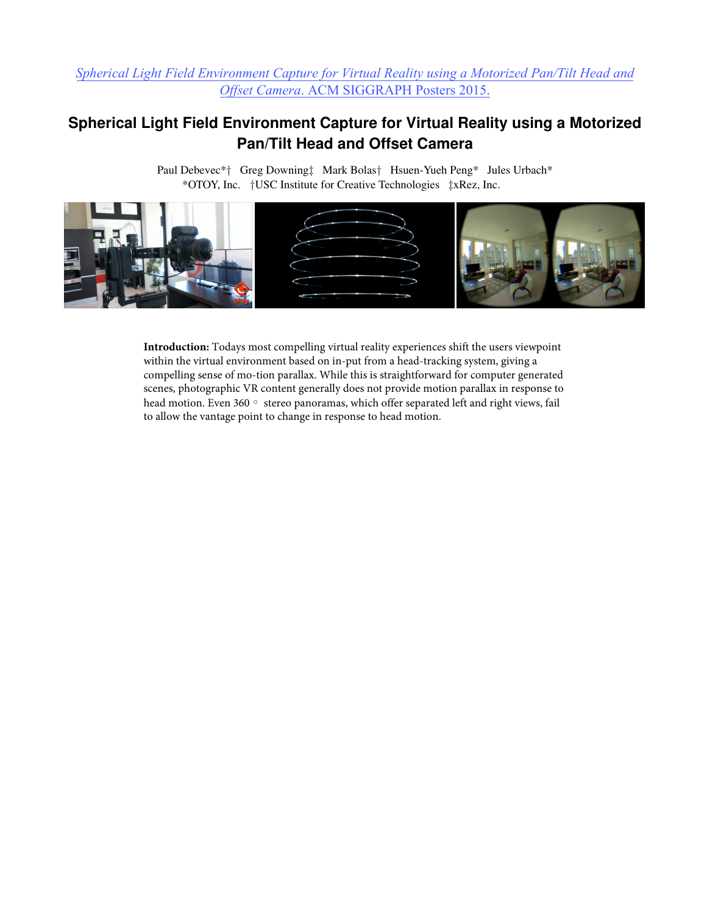[*Spherical Light Field Environment Capture for Virtual Reality using a Motorized Pan/Tilt Head and Offset Camera*. ACM SIGGRAPH Posters 2015.]

# Spherical Light Field Environment Capture for Virtual Reality using a Motorized Pan/Tilt Head and Offset Camera

Paul Debevec*† Greg Downing‡ Mark Bolas† Hsuen-Yueh Peng* Jules Urbach*

*OTOY, Inc. †USC Institute for Creative Technologies ‡xRez, Inc.

**Introduction:** Todays most compelling virtual reality experiences shift the users viewpoint within the virtual environment based on in-put from a head-tracking system, giving a compelling sense of mo-tion parallax. While this is straightforward for computer generated scenes, photographic VR content generally does not provide motion parallax in response to head motion. Even 360 ◦ stereo panoramas, which offer separated left and right views, fail to allow the vantage point to change in response to head motion.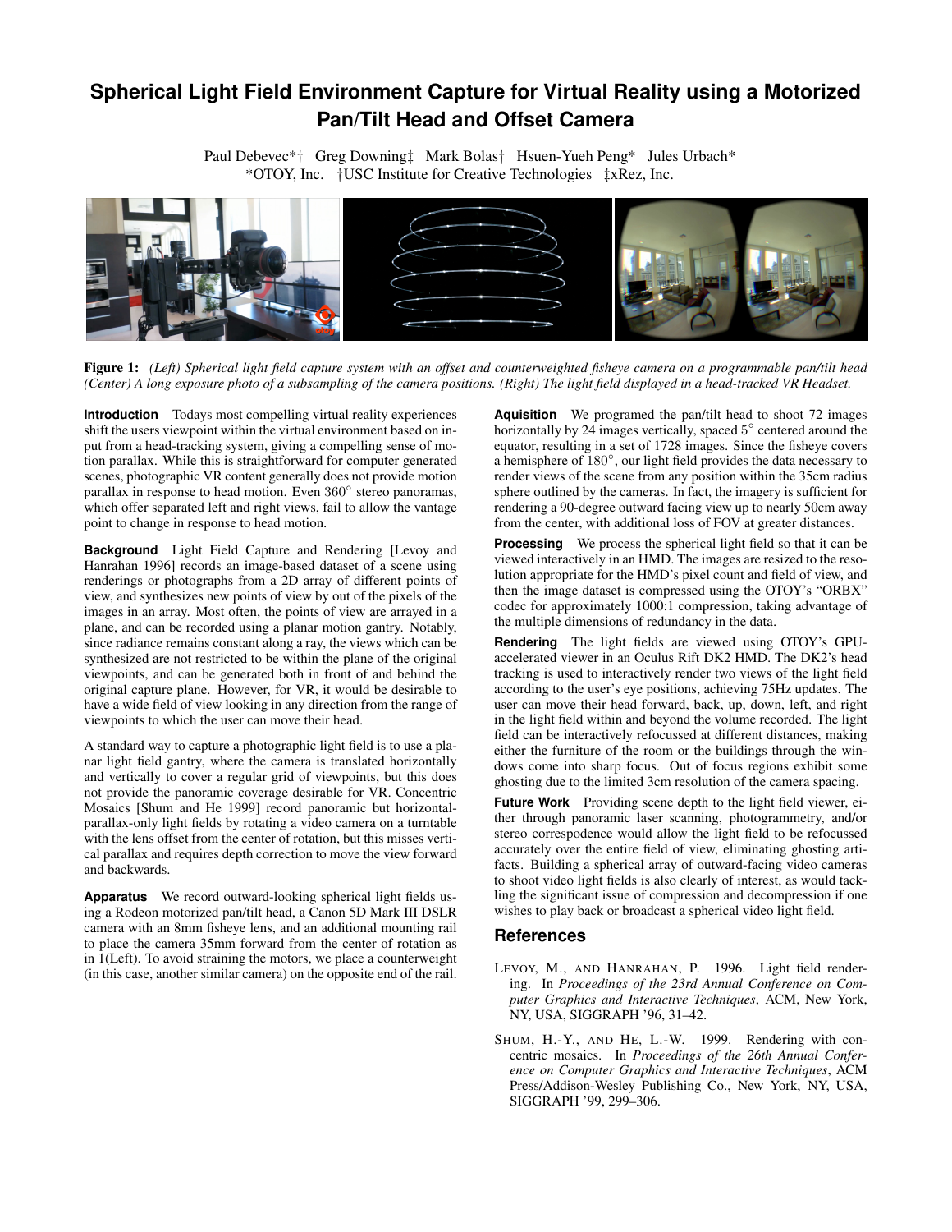# Spherical Light Field Environment Capture for Virtual Reality using a Motorized Pan/Tilt Head and Offset Camera

Paul Debevec*† Greg Downing‡ Mark Bolas† Hsuen-Yueh Peng* Jules Urbach*
*OTOY, Inc. †USC Institute for Creative Technologies ‡xRez, Inc.

**Figure 1:** *(Left) Spherical light field capture system with an offset and counterweighted fisheye camera on a programmable pan/tilt head (Center) A long exposure photo of a subsampling of the camera positions. (Right) The light field displayed in a head-tracked VR Headset.*

**Introduction** Todays most compelling virtual reality experiences shift the users viewpoint within the virtual environment based on input from a head-tracking system, giving a compelling sense of motion parallax. While this is straightforward for computer generated scenes, photographic VR content generally does not provide motion parallax in response to head motion. Even 360° stereo panoramas, which offer separated left and right views, fail to allow the vantage point to change in response to head motion.

**Background** Light Field Capture and Rendering [Levoy and Hanrahan 1996] records an image-based dataset of a scene using renderings or photographs from a 2D array of different points of view, and synthesizes new points of view by out of the pixels of the images in an array. Most often, the points of view are arrayed in a plane, and can be recorded using a planar motion gantry. Notably, since radiance remains constant along a ray, the views which can be synthesized are not restricted to be within the plane of the original viewpoints, and can be generated both in front of and behind the original capture plane. However, for VR, it would be desirable to have a wide field of view looking in any direction from the range of viewpoints to which the user can move their head.

A standard way to capture a photographic light field is to use a planar light field gantry, where the camera is translated horizontally and vertically to cover a regular grid of viewpoints, but this does not provide the panoramic coverage desirable for VR. Concentric Mosaics [Shum and He 1999] record panoramic but horizontal-parallax-only light fields by rotating a video camera on a turntable with the lens offset from the center of rotation, but this misses vertical parallax and requires depth correction to move the view forward and backwards.

**Apparatus** We record outward-looking spherical light fields using a Rodeon motorized pan/tilt head, a Canon 5D Mark III DSLR camera with an 8mm fisheye lens, and an additional mounting rail to place the camera 35mm forward from the center of rotation as in 1(Left). To avoid straining the motors, we place a counterweight (in this case, another similar camera) on the opposite end of the rail.

**Aquisition** We programed the pan/tilt head to shoot 72 images horizontally by 24 images vertically, spaced 5° centered around the equator, resulting in a set of 1728 images. Since the fisheye covers a hemisphere of 180°, our light field provides the data necessary to render views of the scene from any position within the 35cm radius sphere outlined by the cameras. In fact, the imagery is sufficient for rendering a 90-degree outward facing view up to nearly 50cm away from the center, with additional loss of FOV at greater distances.

**Processing** We process the spherical light field so that it can be viewed interactively in an HMD. The images are resized to the resolution appropriate for the HMD's pixel count and field of view, and then the image dataset is compressed using the OTOY's "ORBX" codec for approximately 1000:1 compression, taking advantage of the multiple dimensions of redundancy in the data.

**Rendering** The light fields are viewed using OTOY's GPU-accelerated viewer in an Oculus Rift DK2 HMD. The DK2's head tracking is used to interactively render two views of the light field according to the user's eye positions, achieving 75Hz updates. The user can move their head forward, back, up, down, left, and right in the light field within and beyond the volume recorded. The light field can be interactively refocussed at different distances, making either the furniture of the room or the buildings through the windows come into sharp focus. Out of focus regions exhibit some ghosting due to the limited 3cm resolution of the camera spacing.

**Future Work** Providing scene depth to the light field viewer, either through panoramic laser scanning, photogrammetry, and/or stereo correspodence would allow the light field to be refocussed accurately over the entire field of view, eliminating ghosting artifacts. Building a spherical array of outward-facing video cameras to shoot video light fields is also clearly of interest, as would tackling the significant issue of compression and decompression if one wishes to play back or broadcast a spherical video light field.

## References

LEVOY, M., AND HANRAHAN, P. 1996. Light field rendering. In *Proceedings of the 23rd Annual Conference on Computer Graphics and Interactive Techniques*, ACM, New York, NY, USA, SIGGRAPH '96, 31–42.

SHUM, H.-Y., AND HE, L.-W. 1999. Rendering with concentric mosaics. In *Proceedings of the 26th Annual Conference on Computer Graphics and Interactive Techniques*, ACM Press/Addison-Wesley Publishing Co., New York, NY, USA, SIGGRAPH '99, 299–306.